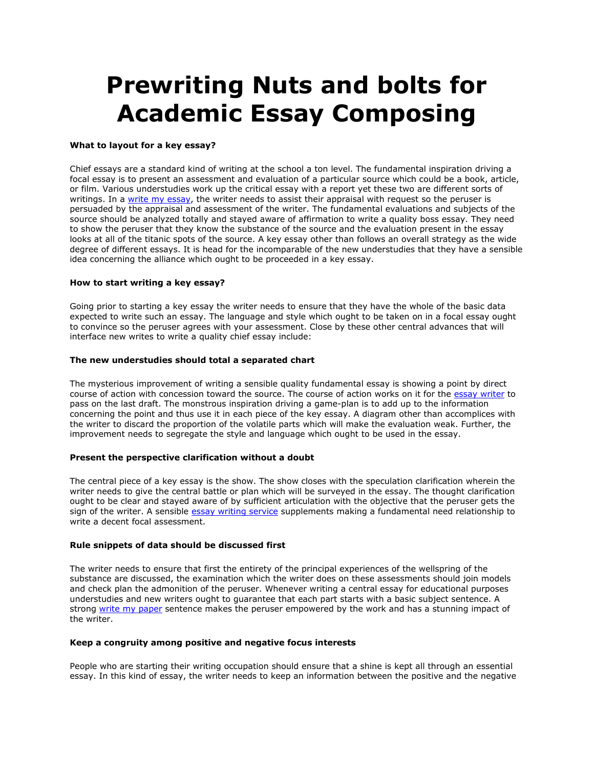# Prewriting Nuts and bolts for Academic Essay Composing

**What to layout for a key essay?**

Chief essays are a standard kind of writing at the school a ton level. The fundamental inspiration driving a focal essay is to present an assessment and evaluation of a particular source which could be a book, article, or film. Various understudies work up the critical essay with a report yet these two are different sorts of writings. In a write my essay, the writer needs to assist their appraisal with request so the peruser is persuaded by the appraisal and assessment of the writer. The fundamental evaluations and subjects of the source should be analyzed totally and stayed aware of affirmation to write a quality boss essay. They need to show the peruser that they know the substance of the source and the evaluation present in the essay looks at all of the titanic spots of the source. A key essay other than follows an overall strategy as the wide degree of different essays. It is head for the incomparable of the new understudies that they have a sensible idea concerning the alliance which ought to be proceeded in a key essay.

**How to start writing a key essay?**

Going prior to starting a key essay the writer needs to ensure that they have the whole of the basic data expected to write such an essay. The language and style which ought to be taken on in a focal essay ought to convince so the peruser agrees with your assessment. Close by these other central advances that will interface new writes to write a quality chief essay include:

**The new understudies should total a separated chart**

The mysterious improvement of writing a sensible quality fundamental essay is showing a point by direct course of action with concession toward the source. The course of action works on it for the essay writer to pass on the last draft. The monstrous inspiration driving a game-plan is to add up to the information concerning the point and thus use it in each piece of the key essay. A diagram other than accomplices with the writer to discard the proportion of the volatile parts which will make the evaluation weak. Further, the improvement needs to segregate the style and language which ought to be used in the essay.

**Present the perspective clarification without a doubt**

The central piece of a key essay is the show. The show closes with the speculation clarification wherein the writer needs to give the central battle or plan which will be surveyed in the essay. The thought clarification ought to be clear and stayed aware of by sufficient articulation with the objective that the peruser gets the sign of the writer. A sensible essay writing service supplements making a fundamental need relationship to write a decent focal assessment.

**Rule snippets of data should be discussed first**

The writer needs to ensure that first the entirety of the principal experiences of the wellspring of the substance are discussed, the examination which the writer does on these assessments should join models and check plan the admonition of the peruser. Whenever writing a central essay for educational purposes understudies and new writers ought to guarantee that each part starts with a basic subject sentence. A strong write my paper sentence makes the peruser empowered by the work and has a stunning impact of the writer.

**Keep a congruity among positive and negative focus interests**

People who are starting their writing occupation should ensure that a shine is kept all through an essential essay. In this kind of essay, the writer needs to keep an information between the positive and the negative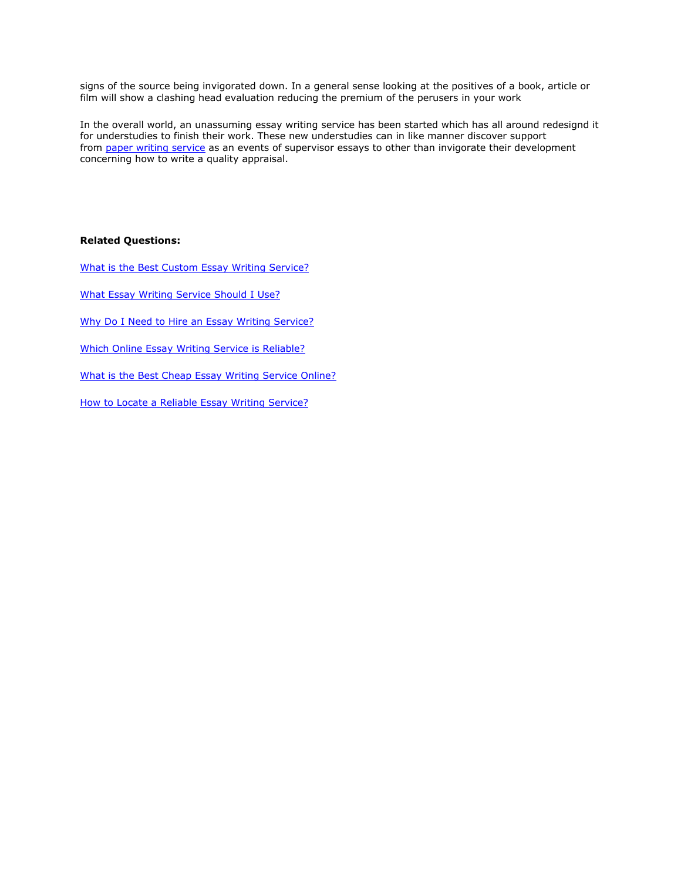signs of the source being invigorated down. In a general sense looking at the positives of a book, article or film will show a clashing head evaluation reducing the premium of the perusers in your work

In the overall world, an unassuming essay writing service has been started which has all around redesignd it for understudies to finish their work. These new understudies can in like manner discover support from [paper writing service]() as an events of supervisor essays to other than invigorate their development concerning how to write a quality appraisal.

**Related Questions:**

[What is the Best Custom Essay Writing Service?]()

[What Essay Writing Service Should I Use?]()

[Why Do I Need to Hire an Essay Writing Service?]()

[Which Online Essay Writing Service is Reliable?]()

[What is the Best Cheap Essay Writing Service Online?]()

[How to Locate a Reliable Essay Writing Service?]()